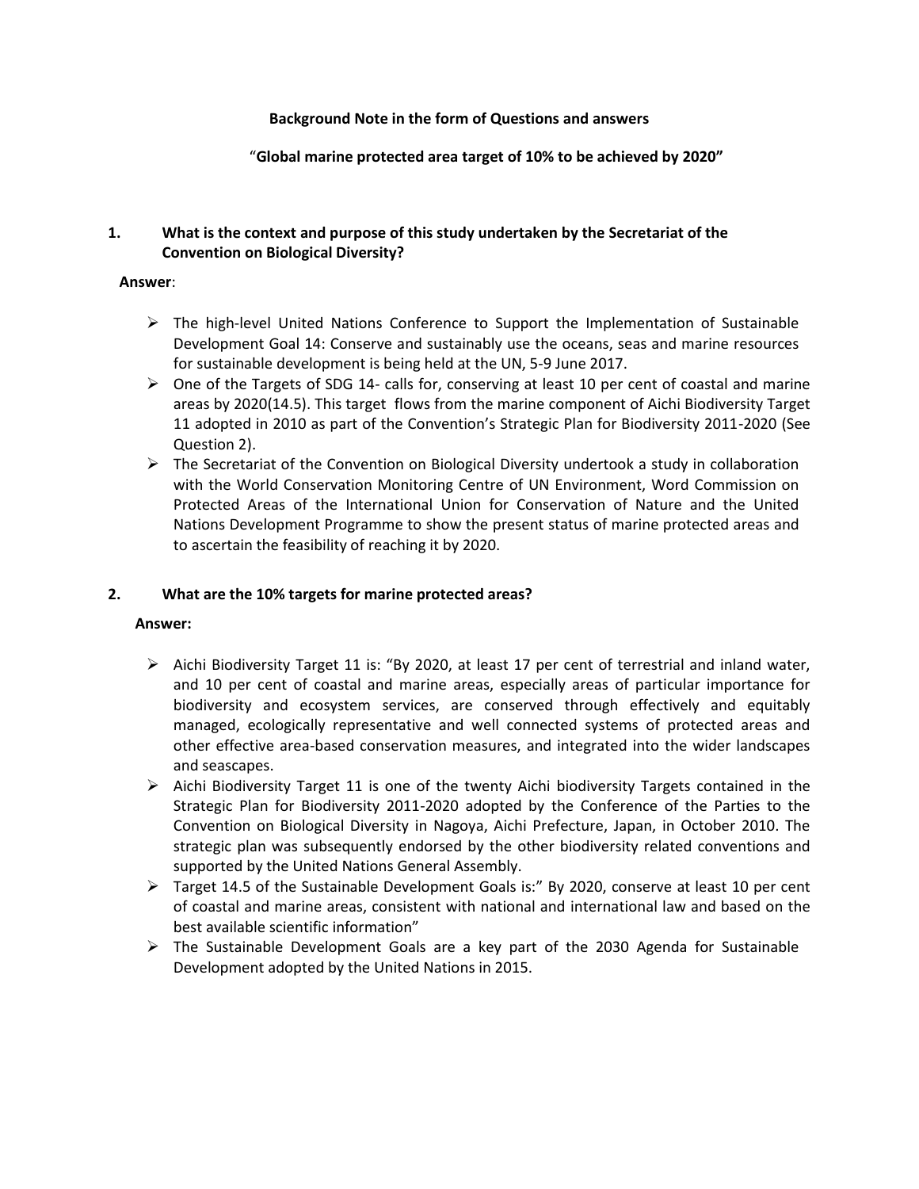**Background Note in the form of Questions and answers**

"**Global marine protected area target of 10% to be achieved by 2020**"

## 1. What is the context and purpose of this study undertaken by the Secretariat of the Convention on Biological Diversity?

**Answer**:

- The high-level United Nations Conference to Support the Implementation of Sustainable Development Goal 14: Conserve and sustainably use the oceans, seas and marine resources for sustainable development is being held at the UN, 5-9 June 2017.
- One of the Targets of SDG 14- calls for, conserving at least 10 per cent of coastal and marine areas by 2020(14.5). This target flows from the marine component of Aichi Biodiversity Target 11 adopted in 2010 as part of the Convention's Strategic Plan for Biodiversity 2011-2020 (See Question 2).
- The Secretariat of the Convention on Biological Diversity undertook a study in collaboration with the World Conservation Monitoring Centre of UN Environment, Word Commission on Protected Areas of the International Union for Conservation of Nature and the United Nations Development Programme to show the present status of marine protected areas and to ascertain the feasibility of reaching it by 2020.

## 2. What are the 10% targets for marine protected areas?

**Answer:**

- Aichi Biodiversity Target 11 is: "By 2020, at least 17 per cent of terrestrial and inland water, and 10 per cent of coastal and marine areas, especially areas of particular importance for biodiversity and ecosystem services, are conserved through effectively and equitably managed, ecologically representative and well connected systems of protected areas and other effective area-based conservation measures, and integrated into the wider landscapes and seascapes.
- Aichi Biodiversity Target 11 is one of the twenty Aichi biodiversity Targets contained in the Strategic Plan for Biodiversity 2011-2020 adopted by the Conference of the Parties to the Convention on Biological Diversity in Nagoya, Aichi Prefecture, Japan, in October 2010. The strategic plan was subsequently endorsed by the other biodiversity related conventions and supported by the United Nations General Assembly.
- Target 14.5 of the Sustainable Development Goals is:" By 2020, conserve at least 10 per cent of coastal and marine areas, consistent with national and international law and based on the best available scientific information"
- The Sustainable Development Goals are a key part of the 2030 Agenda for Sustainable Development adopted by the United Nations in 2015.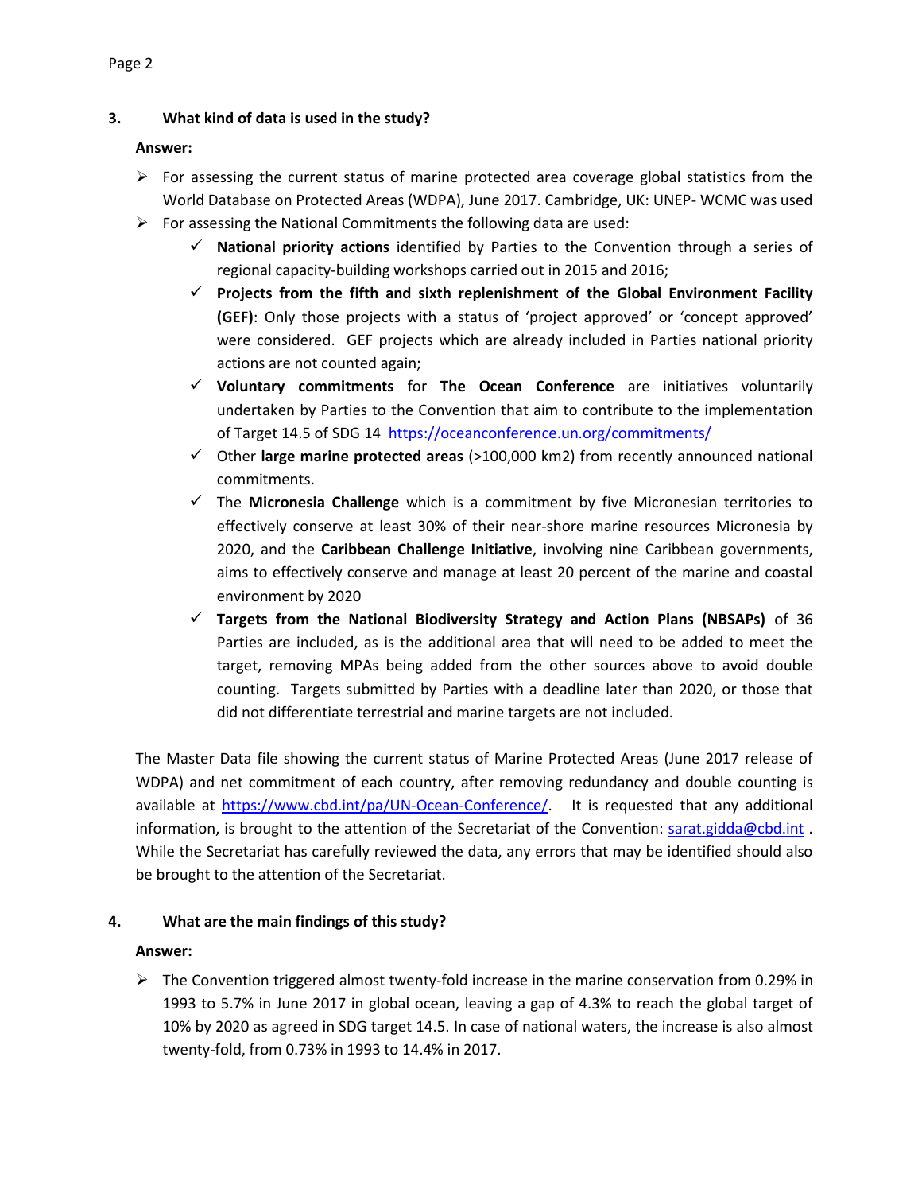### 3. What kind of data is used in the study?

**Answer:**

- For assessing the current status of marine protected area coverage global statistics from the World Database on Protected Areas (WDPA), June 2017. Cambridge, UK: UNEP- WCMC was used
- For assessing the National Commitments the following data are used:
  - **National priority actions** identified by Parties to the Convention through a series of regional capacity-building workshops carried out in 2015 and 2016;
  - **Projects from the fifth and sixth replenishment of the Global Environment Facility (GEF)**: Only those projects with a status of 'project approved' or 'concept approved' were considered. GEF projects which are already included in Parties national priority actions are not counted again;
  - **Voluntary commitments** for **The Ocean Conference** are initiatives voluntarily undertaken by Parties to the Convention that aim to contribute to the implementation of Target 14.5 of SDG 14 https://oceanconference.un.org/commitments/
  - Other **large marine protected areas** (>100,000 km2) from recently announced national commitments.
  - The **Micronesia Challenge** which is a commitment by five Micronesian territories to effectively conserve at least 30% of their near-shore marine resources Micronesia by 2020, and the **Caribbean Challenge Initiative**, involving nine Caribbean governments, aims to effectively conserve and manage at least 20 percent of the marine and coastal environment by 2020
  - **Targets from the National Biodiversity Strategy and Action Plans (NBSAPs)** of 36 Parties are included, as is the additional area that will need to be added to meet the target, removing MPAs being added from the other sources above to avoid double counting. Targets submitted by Parties with a deadline later than 2020, or those that did not differentiate terrestrial and marine targets are not included.

The Master Data file showing the current status of Marine Protected Areas (June 2017 release of WDPA) and net commitment of each country, after removing redundancy and double counting is available at https://www.cbd.int/pa/UN-Ocean-Conference/. It is requested that any additional information, is brought to the attention of the Secretariat of the Convention: sarat.gidda@cbd.int . While the Secretariat has carefully reviewed the data, any errors that may be identified should also be brought to the attention of the Secretariat.

### 4. What are the main findings of this study?

**Answer:**

- The Convention triggered almost twenty-fold increase in the marine conservation from 0.29% in 1993 to 5.7% in June 2017 in global ocean, leaving a gap of 4.3% to reach the global target of 10% by 2020 as agreed in SDG target 14.5. In case of national waters, the increase is also almost twenty-fold, from 0.73% in 1993 to 14.4% in 2017.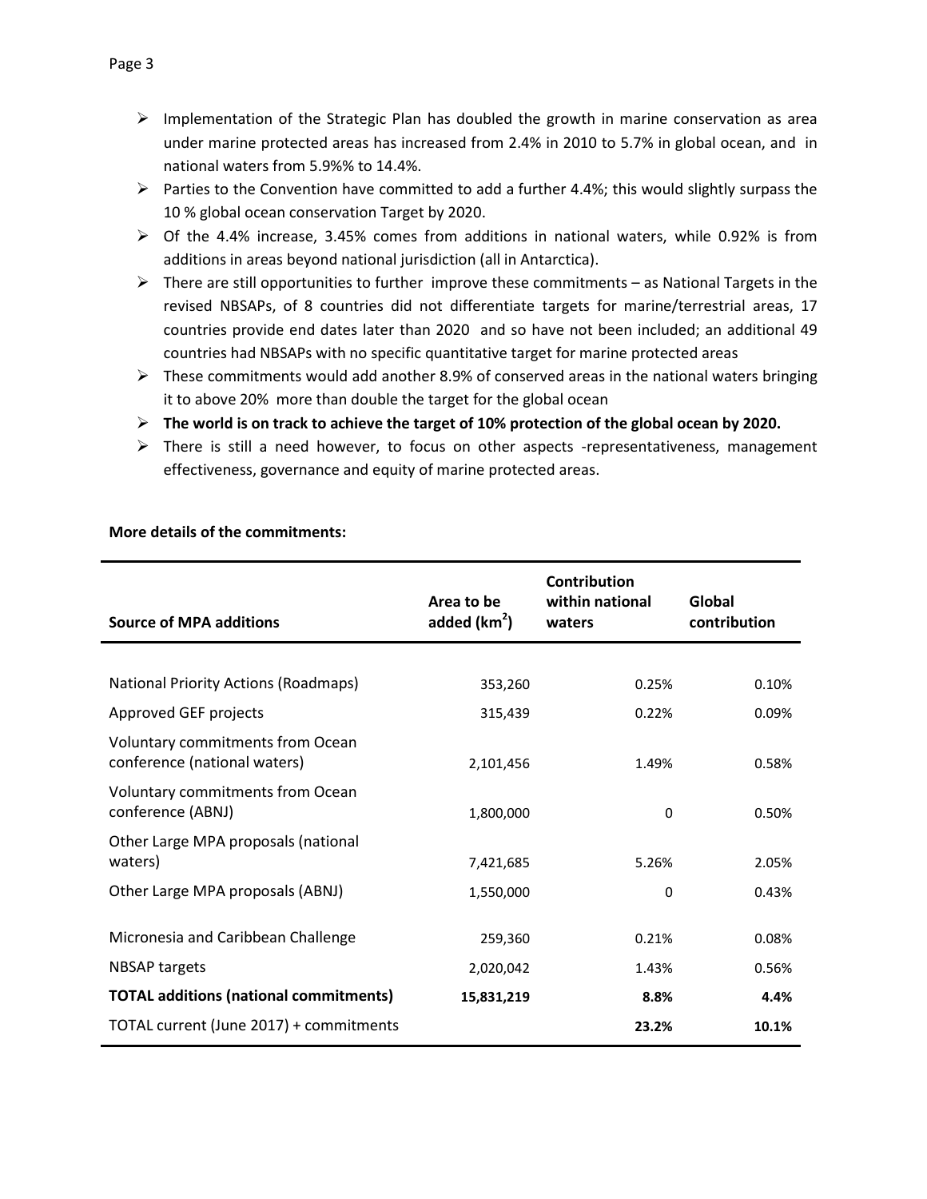- Implementation of the Strategic Plan has doubled the growth in marine conservation as area under marine protected areas has increased from 2.4% in 2010 to 5.7% in global ocean, and in national waters from 5.9%% to 14.4%.
- Parties to the Convention have committed to add a further 4.4%; this would slightly surpass the 10 % global ocean conservation Target by 2020.
- Of the 4.4% increase, 3.45% comes from additions in national waters, while 0.92% is from additions in areas beyond national jurisdiction (all in Antarctica).
- There are still opportunities to further improve these commitments – as National Targets in the revised NBSAPs, of 8 countries did not differentiate targets for marine/terrestrial areas, 17 countries provide end dates later than 2020 and so have not been included; an additional 49 countries had NBSAPs with no specific quantitative target for marine protected areas
- These commitments would add another 8.9% of conserved areas in the national waters bringing it to above 20% more than double the target for the global ocean
- **The world is on track to achieve the target of 10% protection of the global ocean by 2020.**
- There is still a need however, to focus on other aspects -representativeness, management effectiveness, governance and equity of marine protected areas.

**More details of the commitments:**

| Source of MPA additions | Area to be added (km$^2$) | Contribution within national waters | Global contribution |
|---|---|---|---|
| National Priority Actions (Roadmaps) | 353,260 | 0.25% | 0.10% |
| Approved GEF projects | 315,439 | 0.22% | 0.09% |
| Voluntary commitments from Ocean conference (national waters) | 2,101,456 | 1.49% | 0.58% |
| Voluntary commitments from Ocean conference (ABNJ) | 1,800,000 | 0 | 0.50% |
| Other Large MPA proposals (national waters) | 7,421,685 | 5.26% | 2.05% |
| Other Large MPA proposals (ABNJ) | 1,550,000 | 0 | 0.43% |
| Micronesia and Caribbean Challenge | 259,360 | 0.21% | 0.08% |
| NBSAP targets | 2,020,042 | 1.43% | 0.56% |
| **TOTAL additions (national commitments)** | **15,831,219** | **8.8%** | **4.4%** |
| TOTAL current (June 2017) + commitments | | **23.2%** | **10.1%** |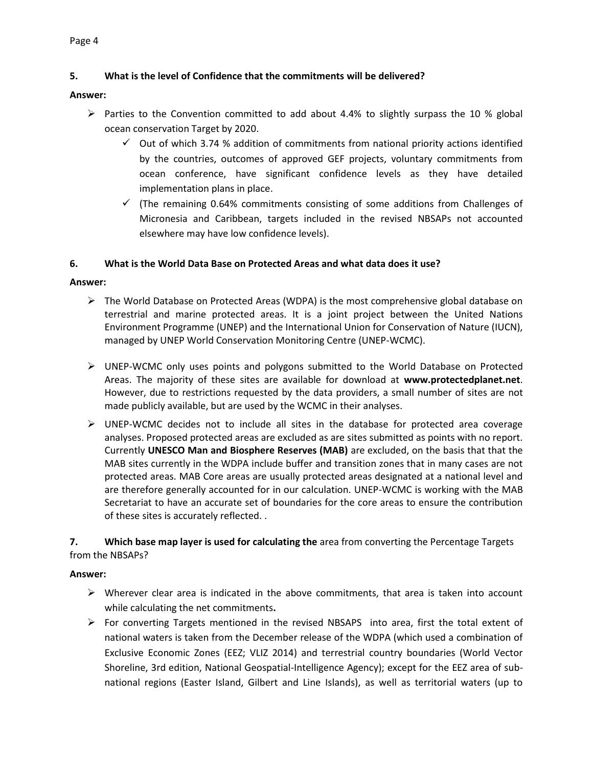**5. What is the level of Confidence that the commitments will be delivered?**

**Answer:**

- Parties to the Convention committed to add about 4.4% to slightly surpass the 10 % global ocean conservation Target by 2020.
  - ✓ Out of which 3.74 % addition of commitments from national priority actions identified by the countries, outcomes of approved GEF projects, voluntary commitments from ocean conference, have significant confidence levels as they have detailed implementation plans in place.
  - ✓ (The remaining 0.64% commitments consisting of some additions from Challenges of Micronesia and Caribbean, targets included in the revised NBSAPs not accounted elsewhere may have low confidence levels).

**6. What is the World Data Base on Protected Areas and what data does it use?**

**Answer:**

- The World Database on Protected Areas (WDPA) is the most comprehensive global database on terrestrial and marine protected areas. It is a joint project between the United Nations Environment Programme (UNEP) and the International Union for Conservation of Nature (IUCN), managed by UNEP World Conservation Monitoring Centre (UNEP-WCMC).

- UNEP-WCMC only uses points and polygons submitted to the World Database on Protected Areas. The majority of these sites are available for download at **www.protectedplanet.net**. However, due to restrictions requested by the data providers, a small number of sites are not made publicly available, but are used by the WCMC in their analyses.

- UNEP-WCMC decides not to include all sites in the database for protected area coverage analyses. Proposed protected areas are excluded as are sites submitted as points with no report. Currently **UNESCO Man and Biosphere Reserves (MAB)** are excluded, on the basis that that the MAB sites currently in the WDPA include buffer and transition zones that in many cases are not protected areas. MAB Core areas are usually protected areas designated at a national level and are therefore generally accounted for in our calculation. UNEP-WCMC is working with the MAB Secretariat to have an accurate set of boundaries for the core areas to ensure the contribution of these sites is accurately reflected. .

**7. Which base map layer is used for calculating the** area from converting the Percentage Targets from the NBSAPs?

**Answer:**

- Wherever clear area is indicated in the above commitments, that area is taken into account while calculating the net commitments**.**
- For converting Targets mentioned in the revised NBSAPS into area, first the total extent of national waters is taken from the December release of the WDPA (which used a combination of Exclusive Economic Zones (EEZ; VLIZ 2014) and terrestrial country boundaries (World Vector Shoreline, 3rd edition, National Geospatial-Intelligence Agency); except for the EEZ area of sub-national regions (Easter Island, Gilbert and Line Islands), as well as territorial waters (up to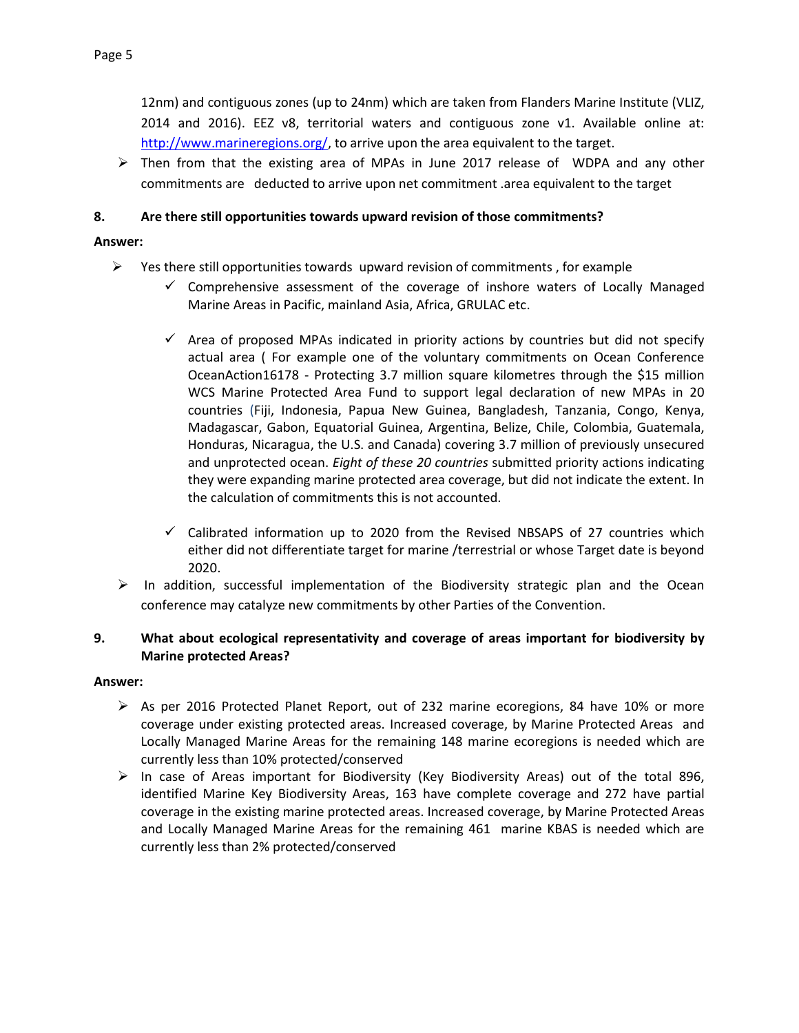12nm) and contiguous zones (up to 24nm) which are taken from Flanders Marine Institute (VLIZ, 2014 and 2016). EEZ v8, territorial waters and contiguous zone v1. Available online at: http://www.marineregions.org/, to arrive upon the area equivalent to the target.

- Then from that the existing area of MPAs in June 2017 release of WDPA and any other commitments are deducted to arrive upon net commitment .area equivalent to the target

**8. Are there still opportunities towards upward revision of those commitments?**

**Answer:**

- Yes there still opportunities towards upward revision of commitments , for example
  - ✓ Comprehensive assessment of the coverage of inshore waters of Locally Managed Marine Areas in Pacific, mainland Asia, Africa, GRULAC etc.
  - ✓ Area of proposed MPAs indicated in priority actions by countries but did not specify actual area ( For example one of the voluntary commitments on Ocean Conference OceanAction16178 - Protecting 3.7 million square kilometres through the $15 million WCS Marine Protected Area Fund to support legal declaration of new MPAs in 20 countries (Fiji, Indonesia, Papua New Guinea, Bangladesh, Tanzania, Congo, Kenya, Madagascar, Gabon, Equatorial Guinea, Argentina, Belize, Chile, Colombia, Guatemala, Honduras, Nicaragua, the U.S. and Canada) covering 3.7 million of previously unsecured and unprotected ocean. *Eight of these 20 countries* submitted priority actions indicating they were expanding marine protected area coverage, but did not indicate the extent. In the calculation of commitments this is not accounted.
  - ✓ Calibrated information up to 2020 from the Revised NBSAPS of 27 countries which either did not differentiate target for marine /terrestrial or whose Target date is beyond 2020.
- In addition, successful implementation of the Biodiversity strategic plan and the Ocean conference may catalyze new commitments by other Parties of the Convention.

**9. What about ecological representativity and coverage of areas important for biodiversity by Marine protected Areas?**

**Answer:**

- As per 2016 Protected Planet Report, out of 232 marine ecoregions, 84 have 10% or more coverage under existing protected areas. Increased coverage, by Marine Protected Areas and Locally Managed Marine Areas for the remaining 148 marine ecoregions is needed which are currently less than 10% protected/conserved
- In case of Areas important for Biodiversity (Key Biodiversity Areas) out of the total 896, identified Marine Key Biodiversity Areas, 163 have complete coverage and 272 have partial coverage in the existing marine protected areas. Increased coverage, by Marine Protected Areas and Locally Managed Marine Areas for the remaining 461 marine KBAS is needed which are currently less than 2% protected/conserved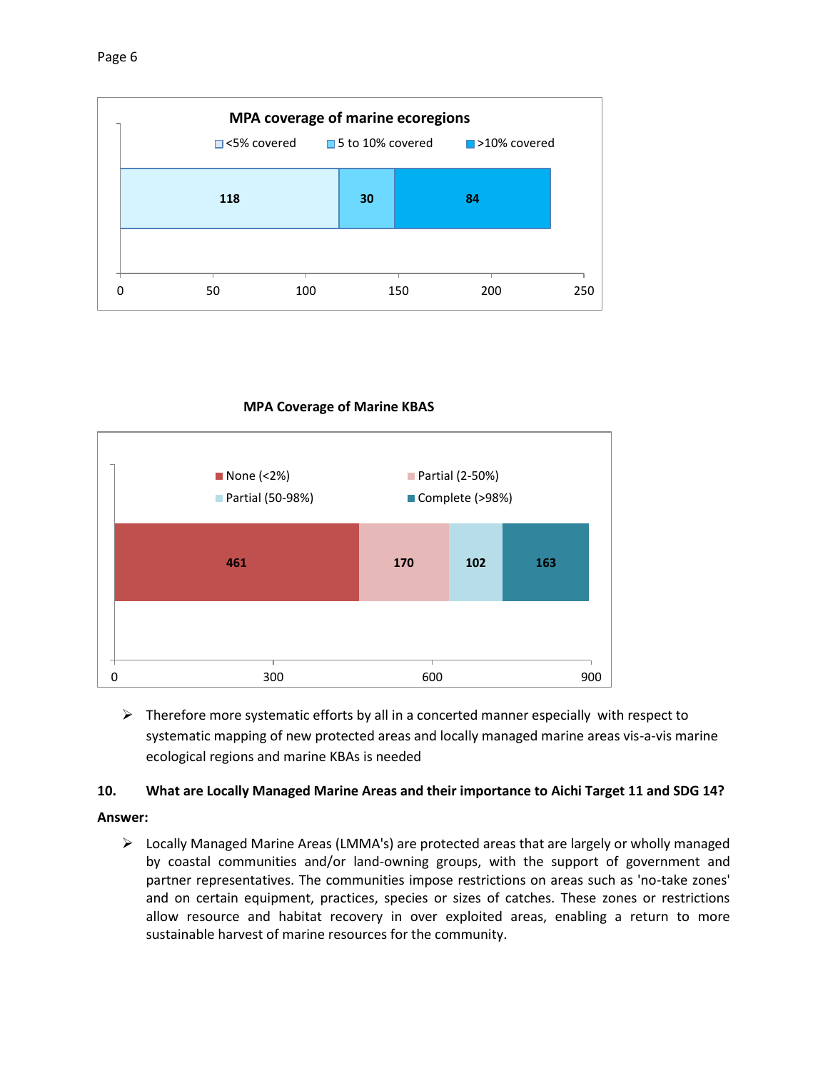**MPA coverage of marine ecoregions**

| <5% covered | 5 to 10% covered | >10% covered |
|---|---|---|
| 118 | 30 | 84 |

**MPA Coverage of Marine KBAS**

| None (<2%) | Partial (2-50%) | Partial (50-98%) | Complete (>98%) |
|---|---|---|---|
| 461 | 170 | 102 | 163 |

- Therefore more systematic efforts by all in a concerted manner especially with respect to systematic mapping of new protected areas and locally managed marine areas vis-a-vis marine ecological regions and marine KBAs is needed

**10. What are Locally Managed Marine Areas and their importance to Aichi Target 11 and SDG 14?**

**Answer:**

- Locally Managed Marine Areas (LMMA's) are protected areas that are largely or wholly managed by coastal communities and/or land-owning groups, with the support of government and partner representatives. The communities impose restrictions on areas such as 'no-take zones' and on certain equipment, practices, species or sizes of catches. These zones or restrictions allow resource and habitat recovery in over exploited areas, enabling a return to more sustainable harvest of marine resources for the community.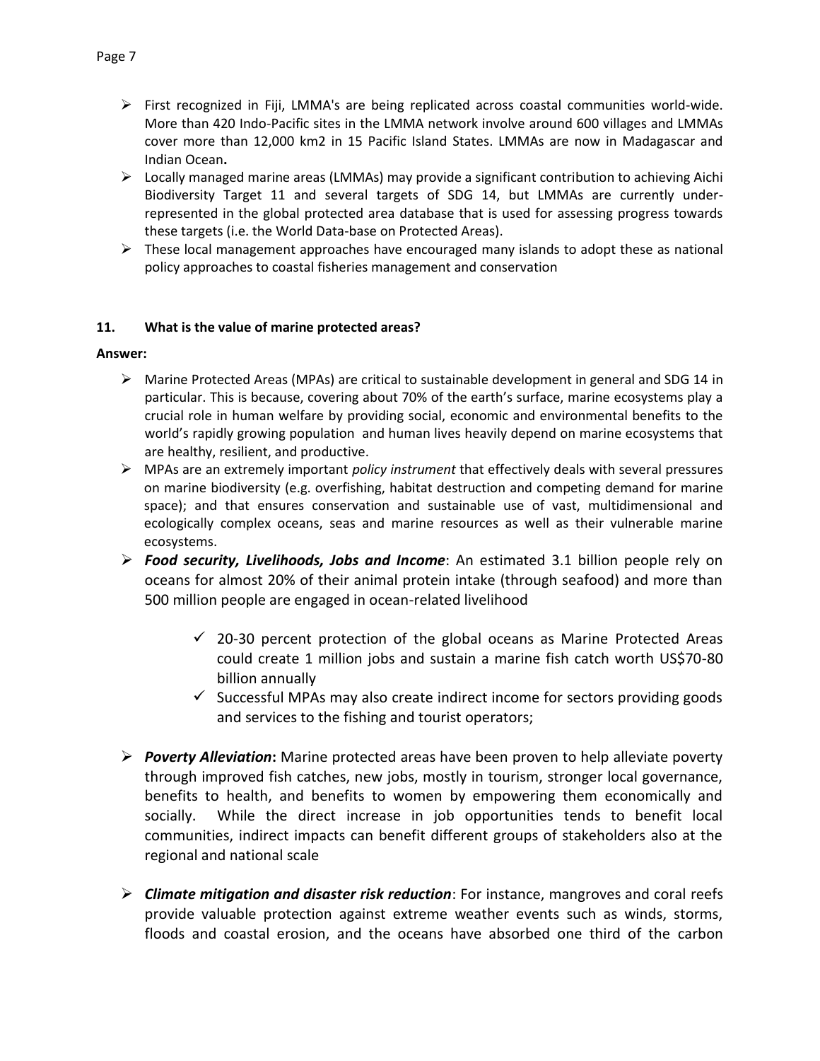- First recognized in Fiji, LMMA's are being replicated across coastal communities world-wide. More than 420 Indo-Pacific sites in the LMMA network involve around 600 villages and LMMAs cover more than 12,000 km2 in 15 Pacific Island States. LMMAs are now in Madagascar and Indian Ocean**.**
- Locally managed marine areas (LMMAs) may provide a significant contribution to achieving Aichi Biodiversity Target 11 and several targets of SDG 14, but LMMAs are currently under-represented in the global protected area database that is used for assessing progress towards these targets (i.e. the World Data-base on Protected Areas).
- These local management approaches have encouraged many islands to adopt these as national policy approaches to coastal fisheries management and conservation

**11. What is the value of marine protected areas?**

**Answer:**

- Marine Protected Areas (MPAs) are critical to sustainable development in general and SDG 14 in particular. This is because, covering about 70% of the earth's surface, marine ecosystems play a crucial role in human welfare by providing social, economic and environmental benefits to the world's rapidly growing population and human lives heavily depend on marine ecosystems that are healthy, resilient, and productive.
- MPAs are an extremely important *policy instrument* that effectively deals with several pressures on marine biodiversity (e.g. overfishing, habitat destruction and competing demand for marine space); and that ensures conservation and sustainable use of vast, multidimensional and ecologically complex oceans, seas and marine resources as well as their vulnerable marine ecosystems.
- ***Food security, Livelihoods, Jobs and Income***: An estimated 3.1 billion people rely on oceans for almost 20% of their animal protein intake (through seafood) and more than 500 million people are engaged in ocean-related livelihood
  - 20-30 percent protection of the global oceans as Marine Protected Areas could create 1 million jobs and sustain a marine fish catch worth US$70-80 billion annually
  - Successful MPAs may also create indirect income for sectors providing goods and services to the fishing and tourist operators;
- ***Poverty Alleviation*****:** Marine protected areas have been proven to help alleviate poverty through improved fish catches, new jobs, mostly in tourism, stronger local governance, benefits to health, and benefits to women by empowering them economically and socially. While the direct increase in job opportunities tends to benefit local communities, indirect impacts can benefit different groups of stakeholders also at the regional and national scale
- ***Climate mitigation and disaster risk reduction***: For instance, mangroves and coral reefs provide valuable protection against extreme weather events such as winds, storms, floods and coastal erosion, and the oceans have absorbed one third of the carbon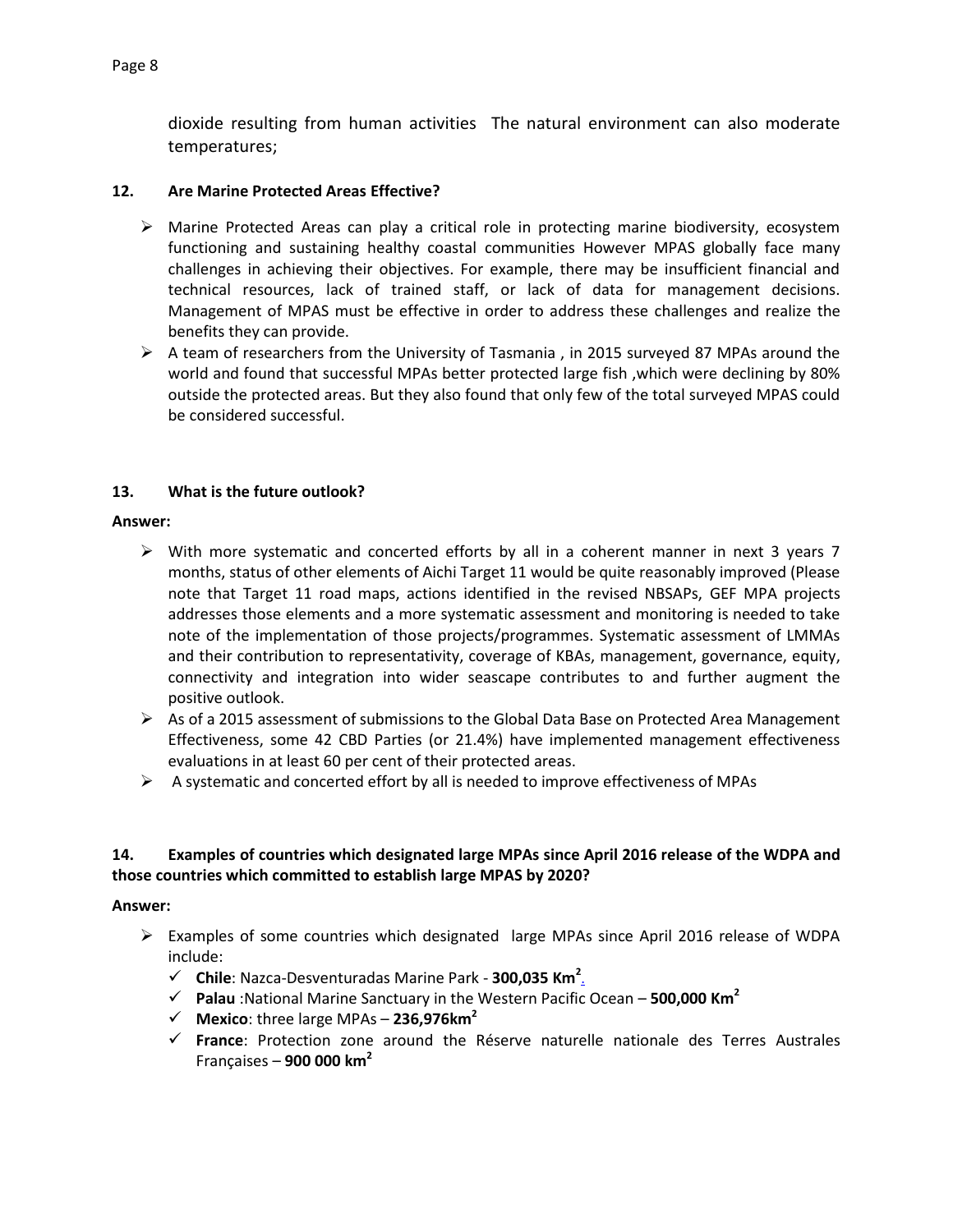dioxide resulting from human activities  The natural environment can also moderate temperatures;

**12. Are Marine Protected Areas Effective?**

- Marine Protected Areas can play a critical role in protecting marine biodiversity, ecosystem functioning and sustaining healthy coastal communities However MPAS globally face many challenges in achieving their objectives. For example, there may be insufficient financial and technical resources, lack of trained staff, or lack of data for management decisions. Management of MPAS must be effective in order to address these challenges and realize the benefits they can provide.
- A team of researchers from the University of Tasmania , in 2015 surveyed 87 MPAs around the world and found that successful MPAs better protected large fish ,which were declining by 80% outside the protected areas. But they also found that only few of the total surveyed MPAS could be considered successful.

**13. What is the future outlook?**

**Answer:**

- With more systematic and concerted efforts by all in a coherent manner in next 3 years 7 months, status of other elements of Aichi Target 11 would be quite reasonably improved (Please note that Target 11 road maps, actions identified in the revised NBSAPs, GEF MPA projects addresses those elements and a more systematic assessment and monitoring is needed to take note of the implementation of those projects/programmes. Systematic assessment of LMMAs and their contribution to representativity, coverage of KBAs, management, governance, equity, connectivity and integration into wider seascape contributes to and further augment the positive outlook.
- As of a 2015 assessment of submissions to the Global Data Base on Protected Area Management Effectiveness, some 42 CBD Parties (or 21.4%) have implemented management effectiveness evaluations in at least 60 per cent of their protected areas.
- A systematic and concerted effort by all is needed to improve effectiveness of MPAs

**14. Examples of countries which designated large MPAs since April 2016 release of the WDPA and those countries which committed to establish large MPAS by 2020?**

**Answer:**

- Examples of some countries which designated  large MPAs since April 2016 release of WDPA include:
  - ✓ **Chile**: Nazca-Desventuradas Marine Park - **300,035 Km$^2$**.
  - ✓ **Palau** :National Marine Sanctuary in the Western Pacific Ocean – **500,000 Km$^2$**
  - ✓ **Mexico**: three large MPAs – **236,976km$^2$**
  - ✓ **France**: Protection zone around the Réserve naturelle nationale des Terres Australes Françaises – **900 000 km$^2$**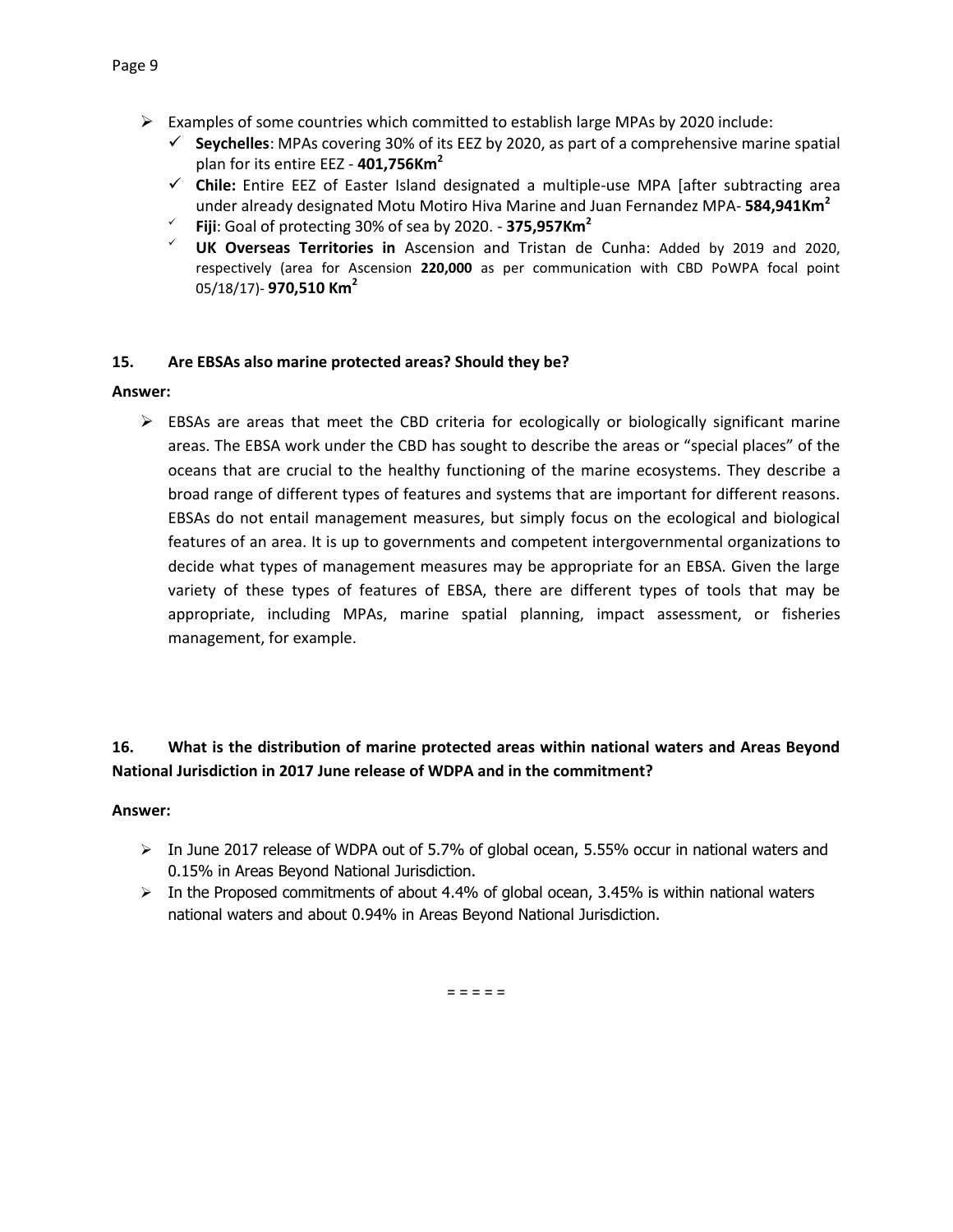- Examples of some countries which committed to establish large MPAs by 2020 include:
  - **Seychelles**: MPAs covering 30% of its EEZ by 2020, as part of a comprehensive marine spatial plan for its entire EEZ - **401,756Km$^2$**
  - **Chile:** Entire EEZ of Easter Island designated a multiple-use MPA [after subtracting area under already designated Motu Motiro Hiva Marine and Juan Fernandez MPA- **584,941Km$^2$**
  - **Fiji**: Goal of protecting 30% of sea by 2020. - **375,957Km$^2$**
  - **UK Overseas Territories in** Ascension and Tristan de Cunha: Added by 2019 and 2020, respectively (area for Ascension **220,000** as per communication with CBD PoWPA focal point 05/18/17)- **970,510 Km$^2$**

**15. Are EBSAs also marine protected areas? Should they be?**

**Answer:**

- EBSAs are areas that meet the CBD criteria for ecologically or biologically significant marine areas. The EBSA work under the CBD has sought to describe the areas or "special places" of the oceans that are crucial to the healthy functioning of the marine ecosystems. They describe a broad range of different types of features and systems that are important for different reasons. EBSAs do not entail management measures, but simply focus on the ecological and biological features of an area. It is up to governments and competent intergovernmental organizations to decide what types of management measures may be appropriate for an EBSA. Given the large variety of these types of features of EBSA, there are different types of tools that may be appropriate, including MPAs, marine spatial planning, impact assessment, or fisheries management, for example.

**16. What is the distribution of marine protected areas within national waters and Areas Beyond National Jurisdiction in 2017 June release of WDPA and in the commitment?**

**Answer:**

- In June 2017 release of WDPA out of 5.7% of global ocean, 5.55% occur in national waters and 0.15% in Areas Beyond National Jurisdiction.
- In the Proposed commitments of about 4.4% of global ocean, 3.45% is within national waters national waters and about 0.94% in Areas Beyond National Jurisdiction.

= = = = =